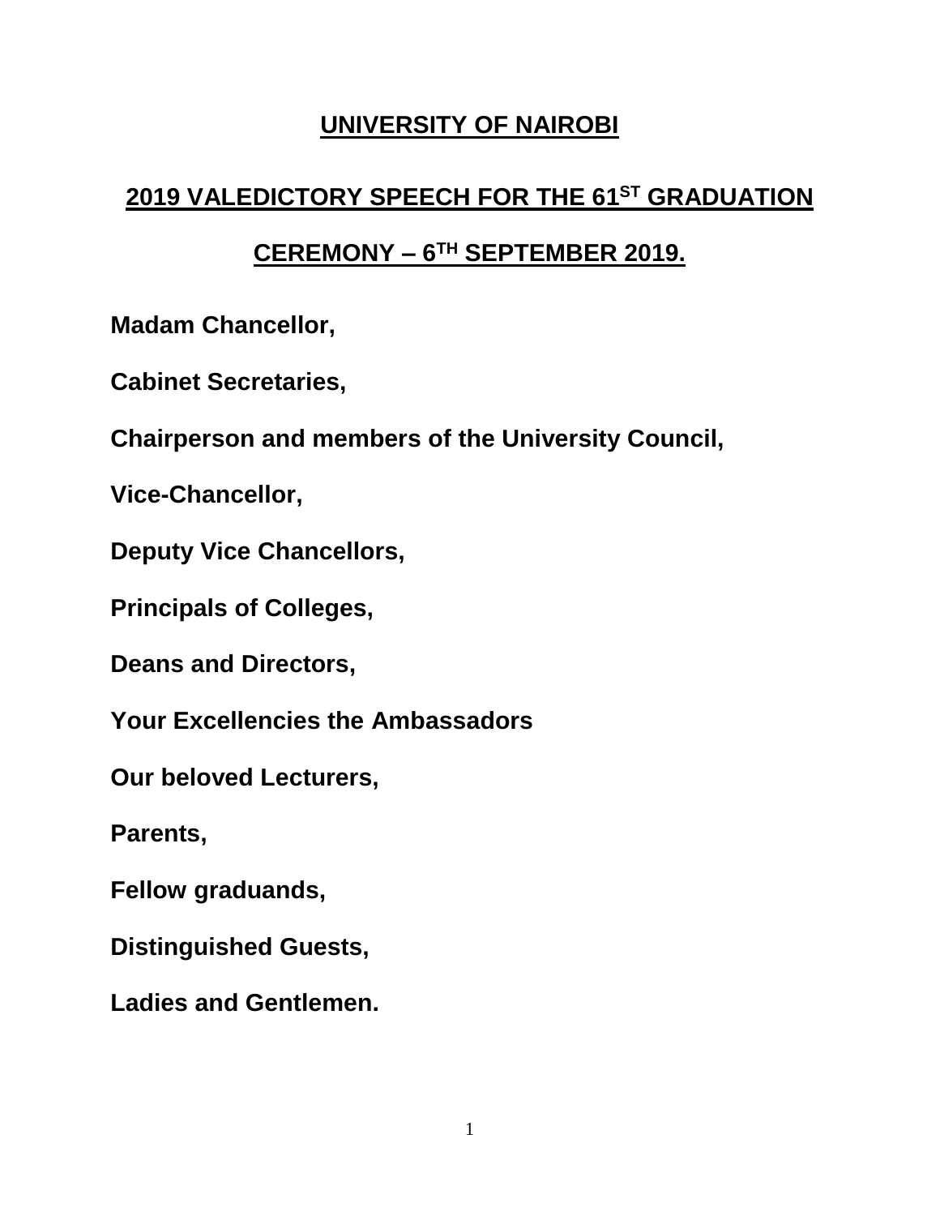# UNIVERSITY OF NAIROBI

## 2019 VALEDICTORY SPEECH FOR THE 61ST GRADUATION CEREMONY – 6TH SEPTEMBER 2019.

**Madam Chancellor,**

**Cabinet Secretaries,**

**Chairperson and members of the University Council,**

**Vice-Chancellor,**

**Deputy Vice Chancellors,**

**Principals of Colleges,**

**Deans and Directors,**

**Your Excellencies the Ambassadors**

**Our beloved Lecturers,**

**Parents,**

**Fellow graduands,**

**Distinguished Guests,**

**Ladies and Gentlemen.**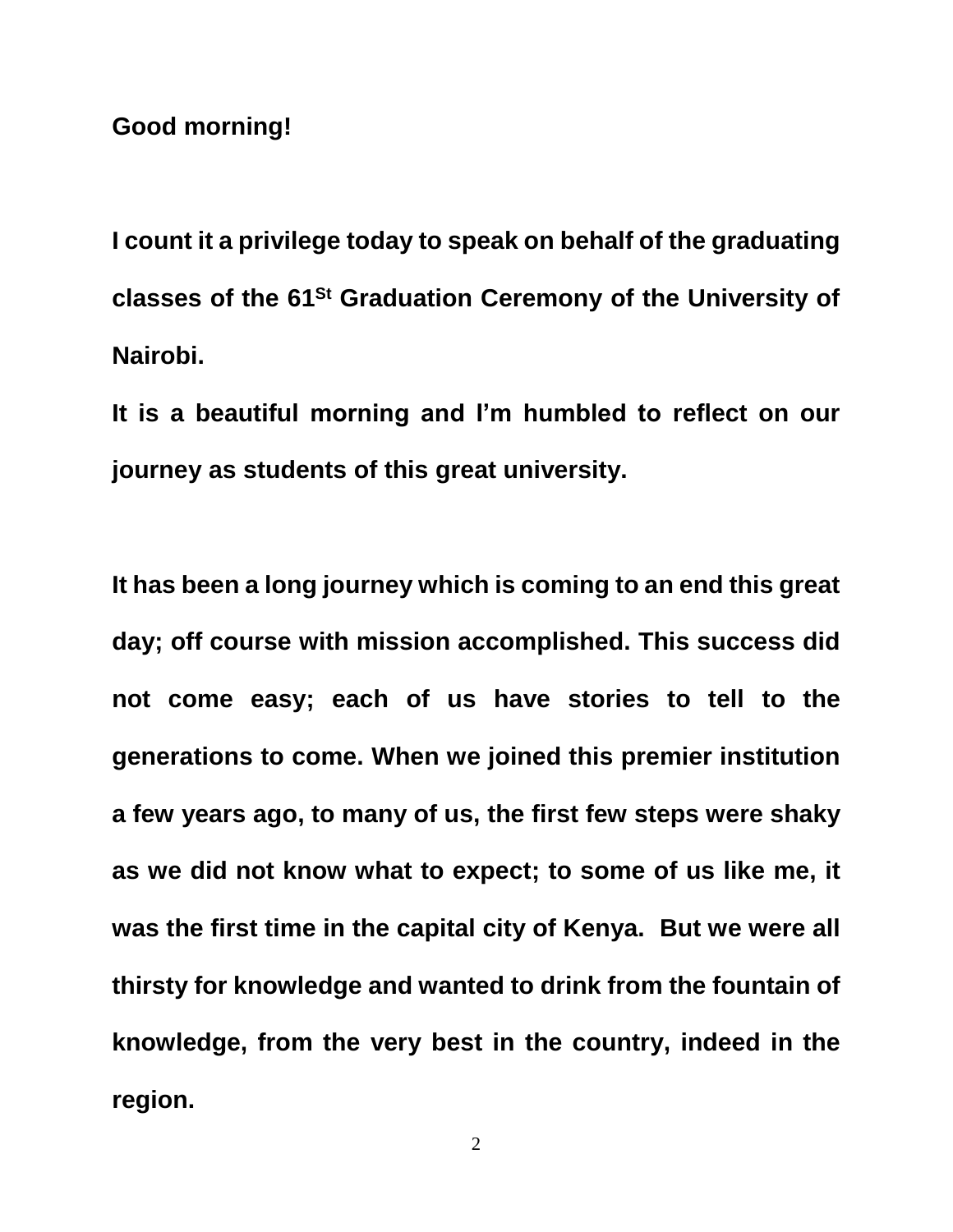**Good morning!**

**I count it a privilege today to speak on behalf of the graduating classes of the 61St Graduation Ceremony of the University of Nairobi.**

**It is a beautiful morning and I'm humbled to reflect on our journey as students of this great university.**

**It has been a long journey which is coming to an end this great day; off course with mission accomplished. This success did not come easy; each of us have stories to tell to the generations to come. When we joined this premier institution a few years ago, to many of us, the first few steps were shaky as we did not know what to expect; to some of us like me, it was the first time in the capital city of Kenya. But we were all thirsty for knowledge and wanted to drink from the fountain of knowledge, from the very best in the country, indeed in the region.**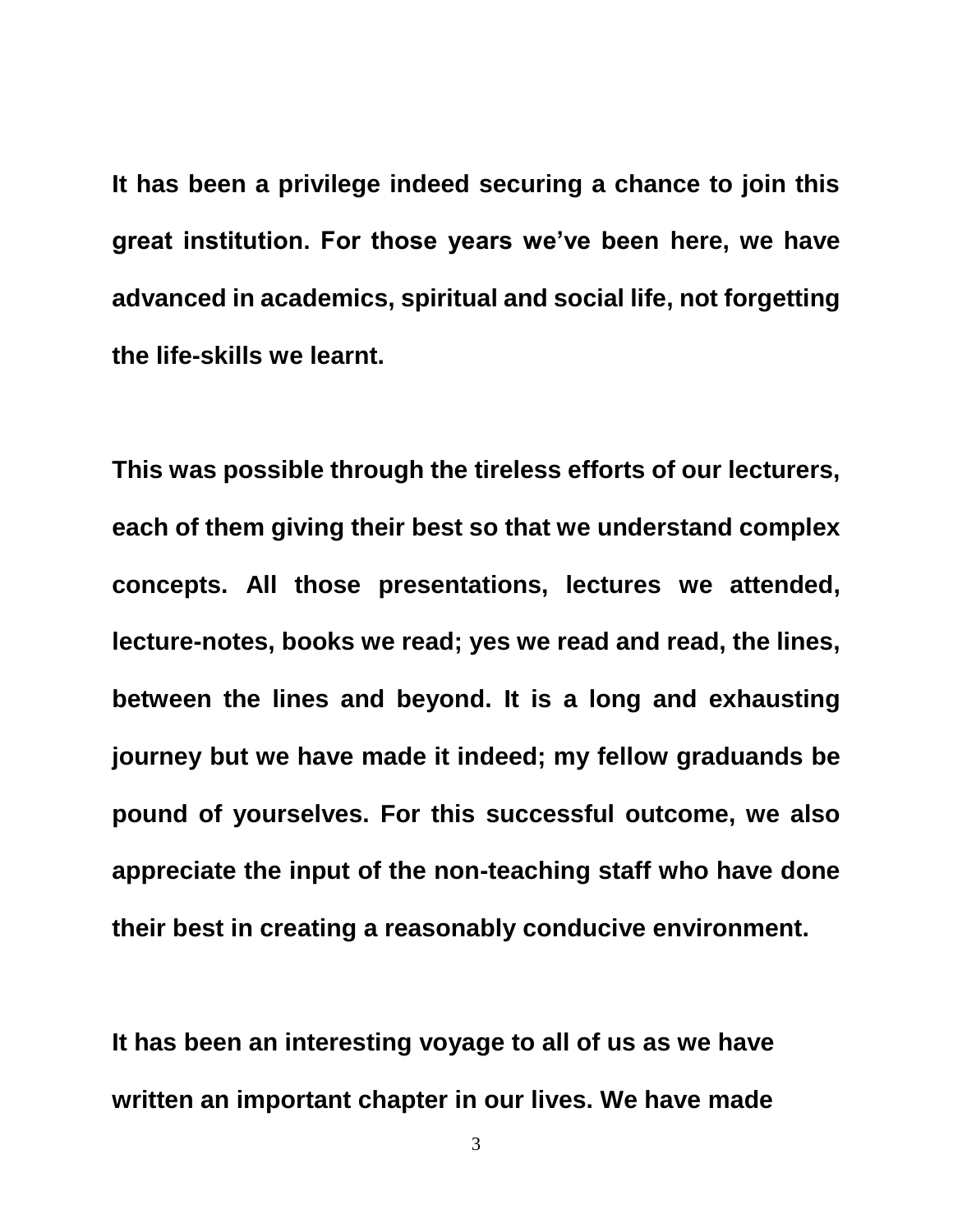**It has been a privilege indeed securing a chance to join this great institution. For those years we've been here, we have advanced in academics, spiritual and social life, not forgetting the life-skills we learnt.**

**This was possible through the tireless efforts of our lecturers, each of them giving their best so that we understand complex concepts. All those presentations, lectures we attended, lecture-notes, books we read; yes we read and read, the lines, between the lines and beyond. It is a long and exhausting journey but we have made it indeed; my fellow graduands be pound of yourselves. For this successful outcome, we also appreciate the input of the non-teaching staff who have done their best in creating a reasonably conducive environment.**

**It has been an interesting voyage to all of us as we have written an important chapter in our lives. We have made**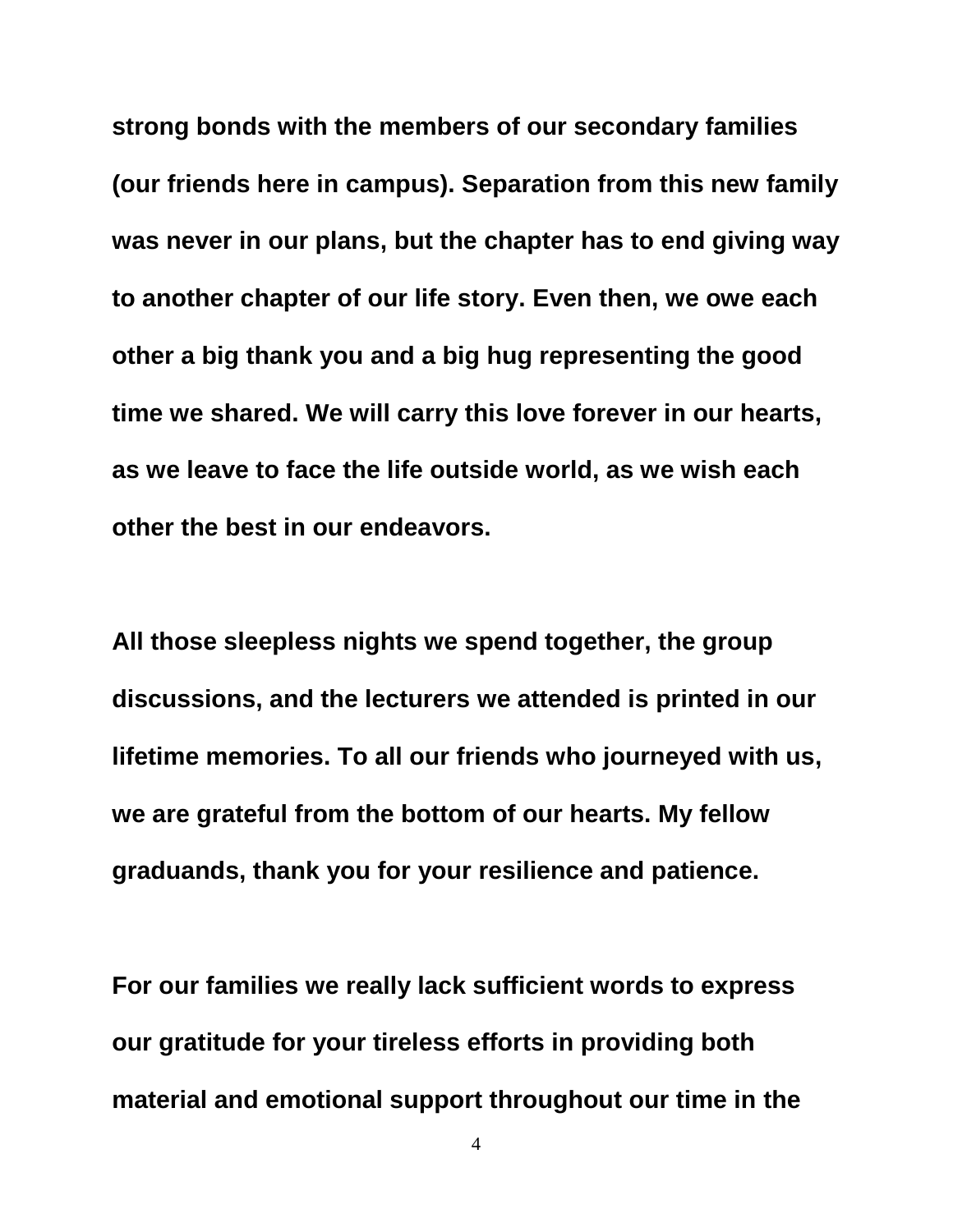**strong bonds with the members of our secondary families (our friends here in campus). Separation from this new family was never in our plans, but the chapter has to end giving way to another chapter of our life story. Even then, we owe each other a big thank you and a big hug representing the good time we shared. We will carry this love forever in our hearts, as we leave to face the life outside world, as we wish each other the best in our endeavors.**

**All those sleepless nights we spend together, the group discussions, and the lecturers we attended is printed in our lifetime memories. To all our friends who journeyed with us, we are grateful from the bottom of our hearts. My fellow graduands, thank you for your resilience and patience.**

**For our families we really lack sufficient words to express our gratitude for your tireless efforts in providing both material and emotional support throughout our time in the**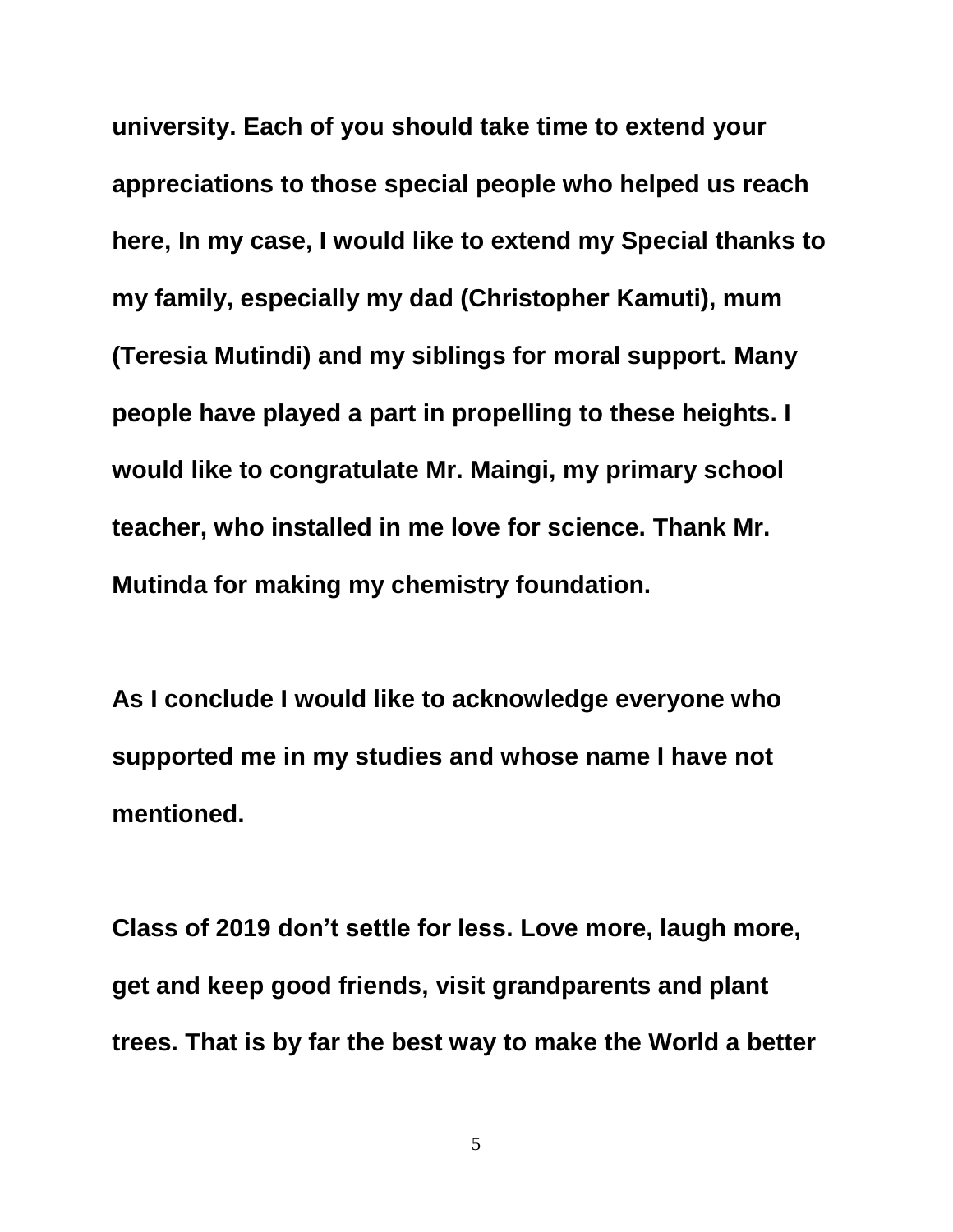**university. Each of you should take time to extend your appreciations to those special people who helped us reach here, In my case, I would like to extend my Special thanks to my family, especially my dad (Christopher Kamuti), mum (Teresia Mutindi) and my siblings for moral support. Many people have played a part in propelling to these heights. I would like to congratulate Mr. Maingi, my primary school teacher, who installed in me love for science. Thank Mr. Mutinda for making my chemistry foundation.**

**As I conclude I would like to acknowledge everyone who supported me in my studies and whose name I have not mentioned.**

**Class of 2019 don't settle for less. Love more, laugh more, get and keep good friends, visit grandparents and plant trees. That is by far the best way to make the World a better**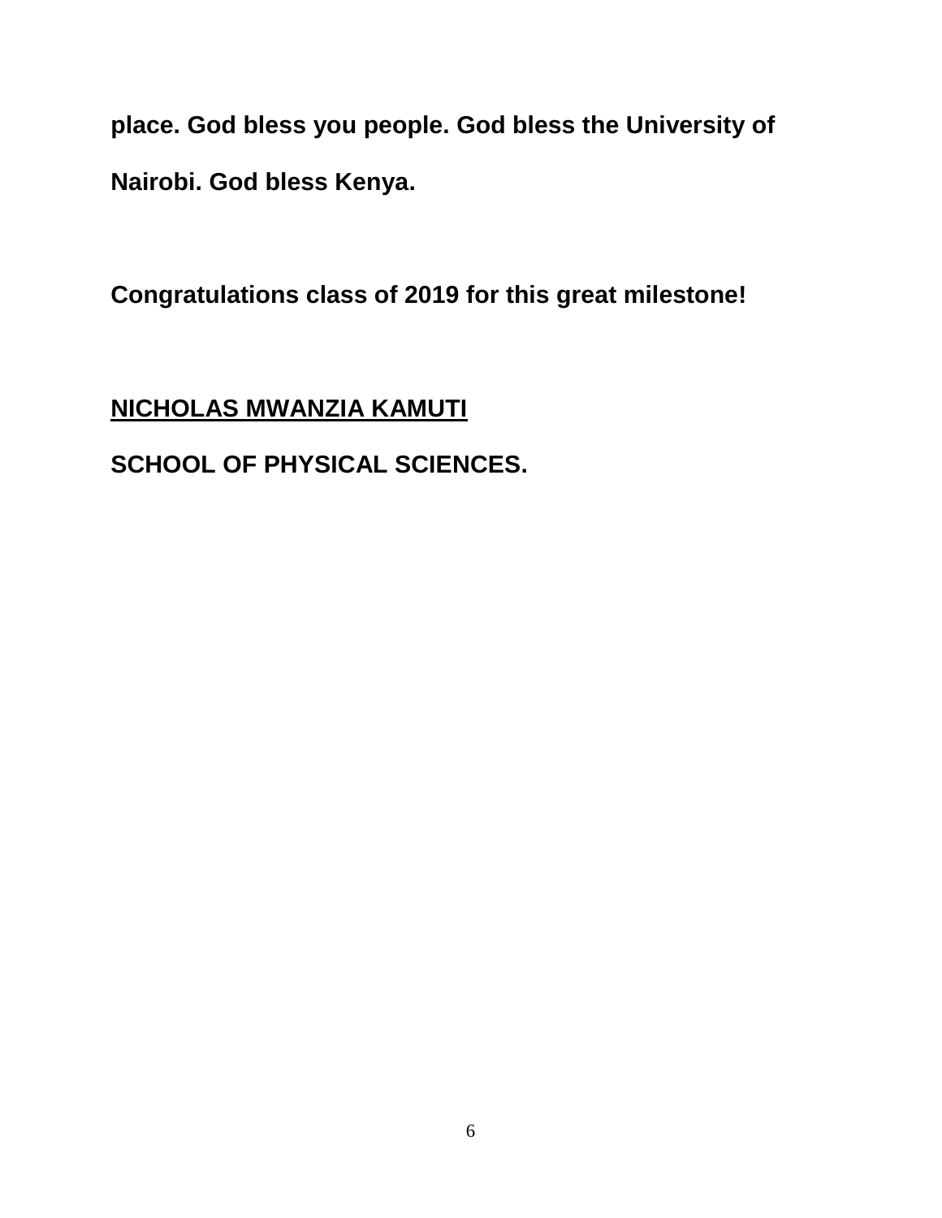**place. God bless you people. God bless the University of Nairobi. God bless Kenya.**

**Congratulations class of 2019 for this great milestone!**

**<u>NICHOLAS MWANZIA KAMUTI</u>**

**SCHOOL OF PHYSICAL SCIENCES.**